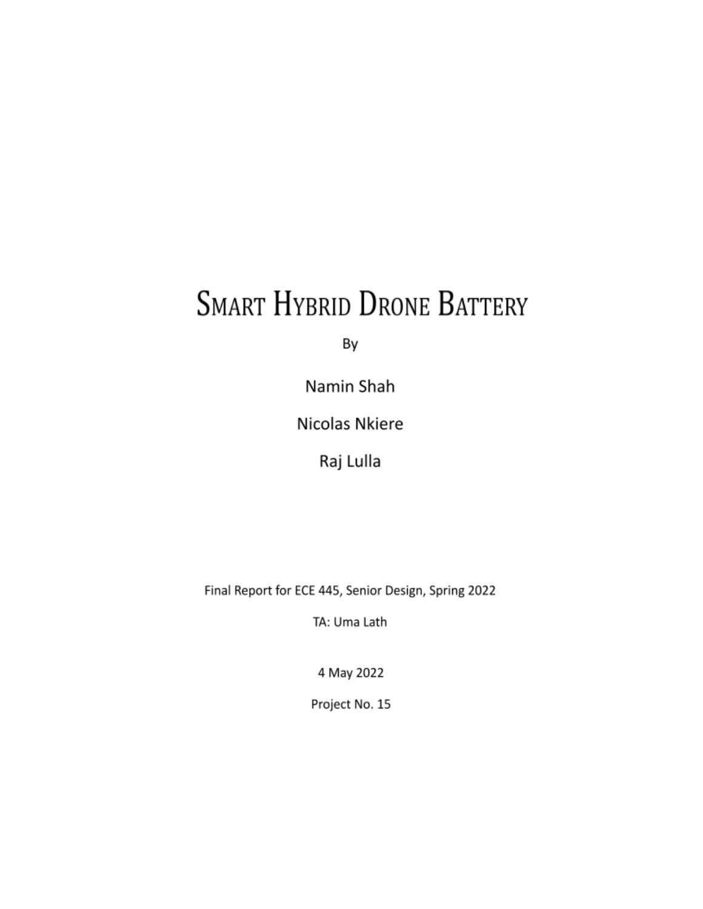# Smart Hybrid Drone Battery

By

Namin Shah

Nicolas Nkiere

Raj Lulla

Final Report for ECE 445, Senior Design, Spring 2022

TA: Uma Lath

4 May 2022

Project No. 15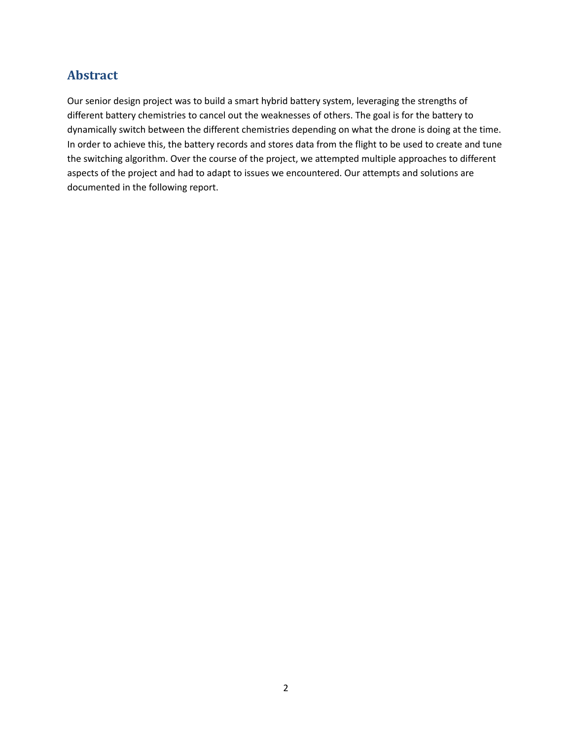## Abstract

Our senior design project was to build a smart hybrid battery system, leveraging the strengths of different battery chemistries to cancel out the weaknesses of others. The goal is for the battery to dynamically switch between the different chemistries depending on what the drone is doing at the time. In order to achieve this, the battery records and stores data from the flight to be used to create and tune the switching algorithm. Over the course of the project, we attempted multiple approaches to different aspects of the project and had to adapt to issues we encountered. Our attempts and solutions are documented in the following report.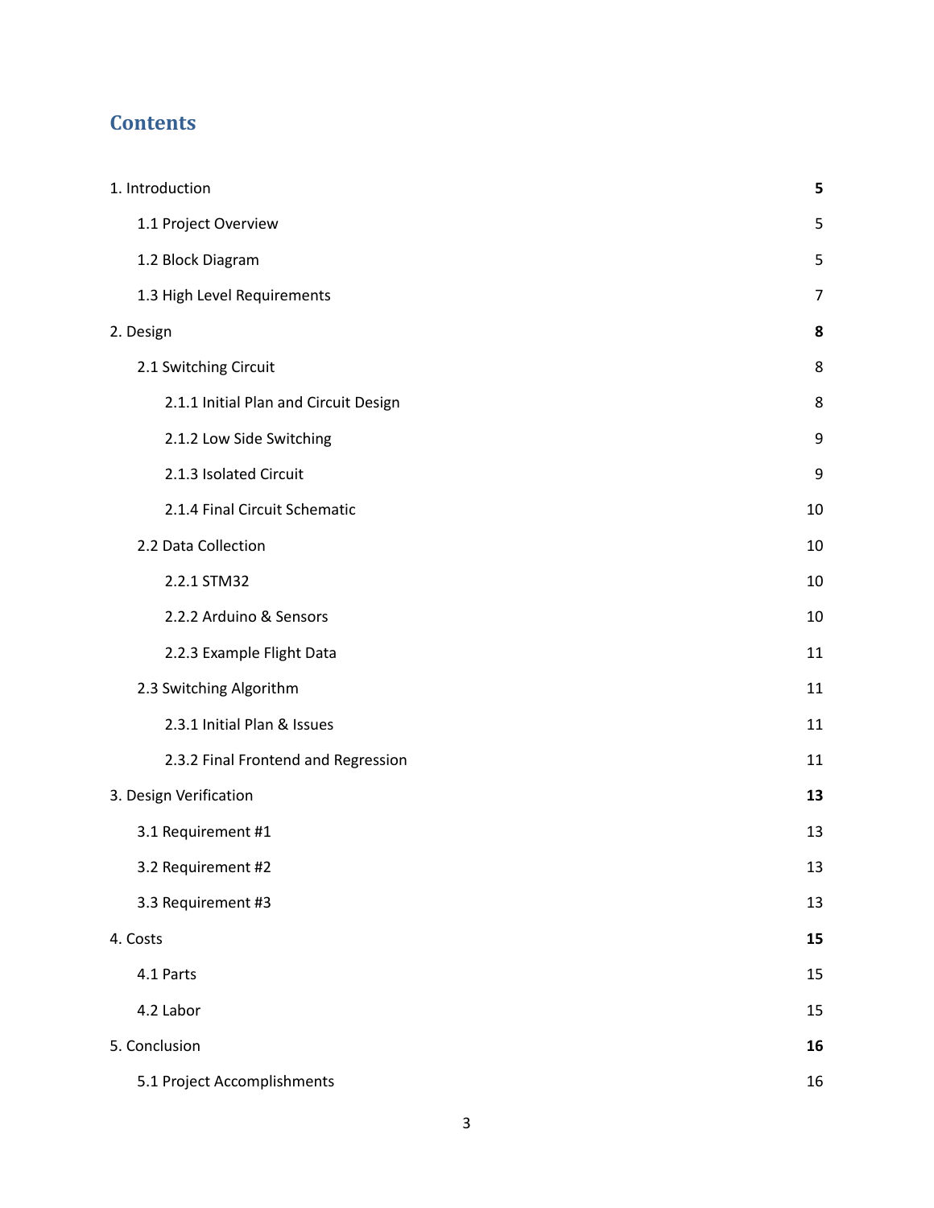# Contents

| | |
|---|---|
| 1. Introduction | **5** |
| 1.1 Project Overview | 5 |
| 1.2 Block Diagram | 5 |
| 1.3 High Level Requirements | 7 |
| 2. Design | **8** |
| 2.1 Switching Circuit | 8 |
| 2.1.1 Initial Plan and Circuit Design | 8 |
| 2.1.2 Low Side Switching | 9 |
| 2.1.3 Isolated Circuit | 9 |
| 2.1.4 Final Circuit Schematic | 10 |
| 2.2 Data Collection | 10 |
| 2.2.1 STM32 | 10 |
| 2.2.2 Arduino & Sensors | 10 |
| 2.2.3 Example Flight Data | 11 |
| 2.3 Switching Algorithm | 11 |
| 2.3.1 Initial Plan & Issues | 11 |
| 2.3.2 Final Frontend and Regression | 11 |
| 3. Design Verification | **13** |
| 3.1 Requirement #1 | 13 |
| 3.2 Requirement #2 | 13 |
| 3.3 Requirement #3 | 13 |
| 4. Costs | **15** |
| 4.1 Parts | 15 |
| 4.2 Labor | 15 |
| 5. Conclusion | **16** |
| 5.1 Project Accomplishments | 16 |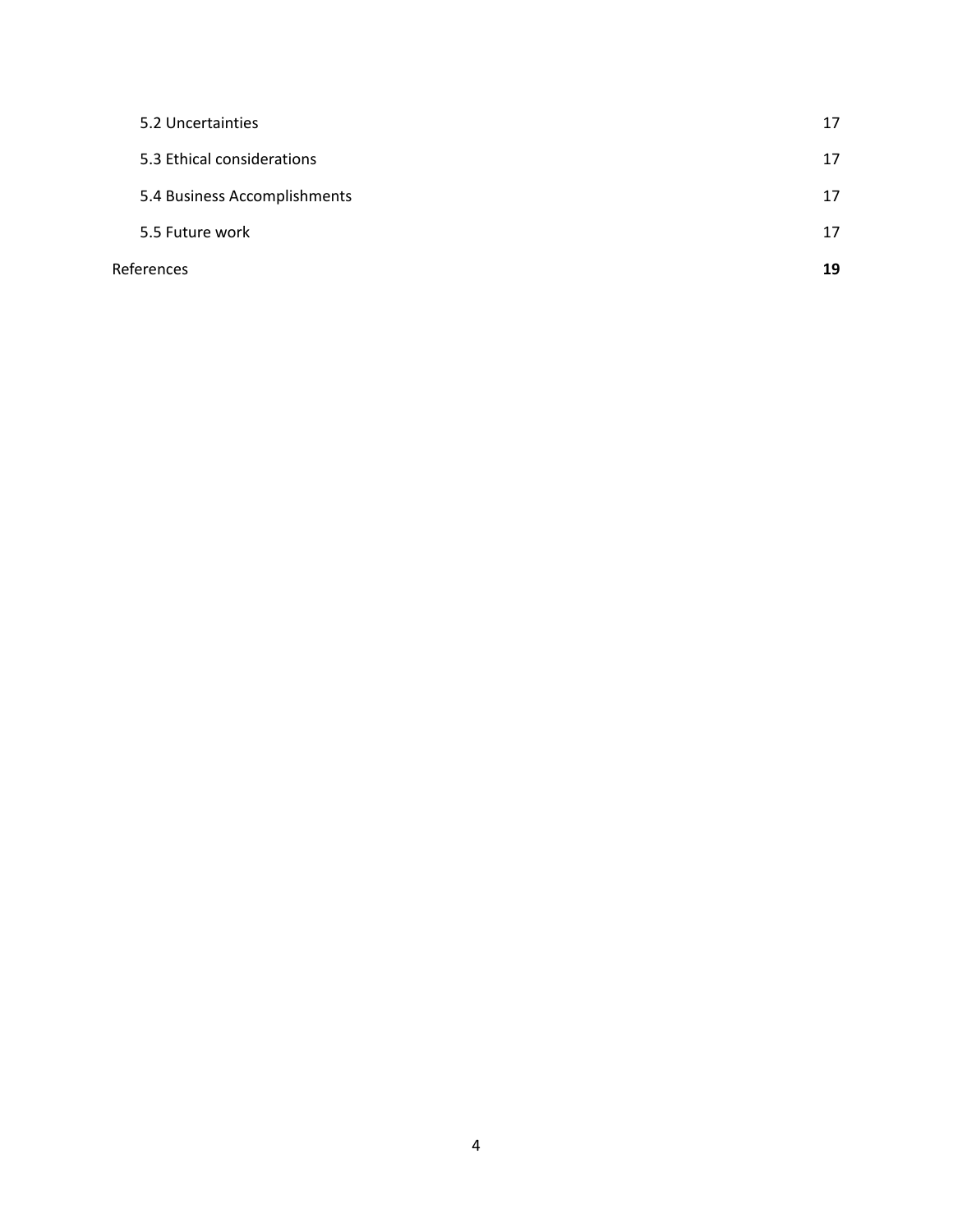5.2 Uncertainties 17

5.3 Ethical considerations 17

5.4 Business Accomplishments 17

5.5 Future work 17

References **19**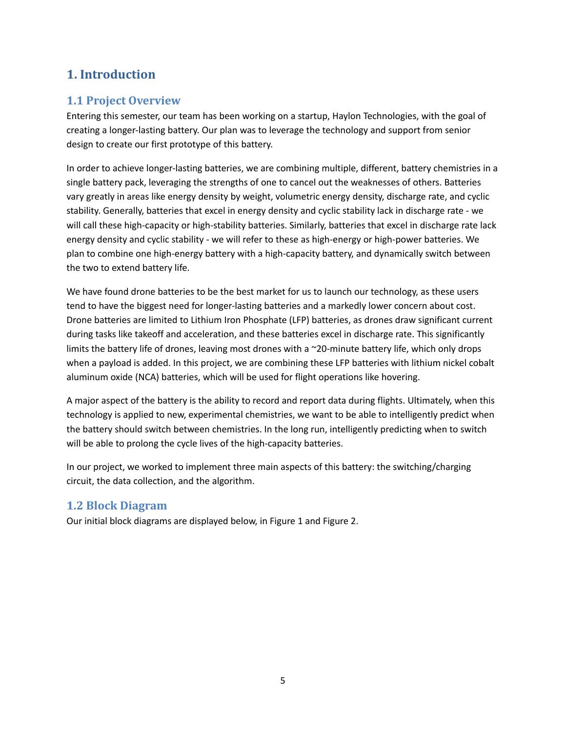# 1. Introduction

## 1.1 Project Overview

Entering this semester, our team has been working on a startup, Haylon Technologies, with the goal of creating a longer-lasting battery. Our plan was to leverage the technology and support from senior design to create our first prototype of this battery.

In order to achieve longer-lasting batteries, we are combining multiple, different, battery chemistries in a single battery pack, leveraging the strengths of one to cancel out the weaknesses of others. Batteries vary greatly in areas like energy density by weight, volumetric energy density, discharge rate, and cyclic stability. Generally, batteries that excel in energy density and cyclic stability lack in discharge rate - we will call these high-capacity or high-stability batteries. Similarly, batteries that excel in discharge rate lack energy density and cyclic stability - we will refer to these as high-energy or high-power batteries. We plan to combine one high-energy battery with a high-capacity battery, and dynamically switch between the two to extend battery life.

We have found drone batteries to be the best market for us to launch our technology, as these users tend to have the biggest need for longer-lasting batteries and a markedly lower concern about cost. Drone batteries are limited to Lithium Iron Phosphate (LFP) batteries, as drones draw significant current during tasks like takeoff and acceleration, and these batteries excel in discharge rate. This significantly limits the battery life of drones, leaving most drones with a ~20-minute battery life, which only drops when a payload is added. In this project, we are combining these LFP batteries with lithium nickel cobalt aluminum oxide (NCA) batteries, which will be used for flight operations like hovering.

A major aspect of the battery is the ability to record and report data during flights. Ultimately, when this technology is applied to new, experimental chemistries, we want to be able to intelligently predict when the battery should switch between chemistries. In the long run, intelligently predicting when to switch will be able to prolong the cycle lives of the high-capacity batteries.

In our project, we worked to implement three main aspects of this battery: the switching/charging circuit, the data collection, and the algorithm.

## 1.2 Block Diagram

Our initial block diagrams are displayed below, in Figure 1 and Figure 2.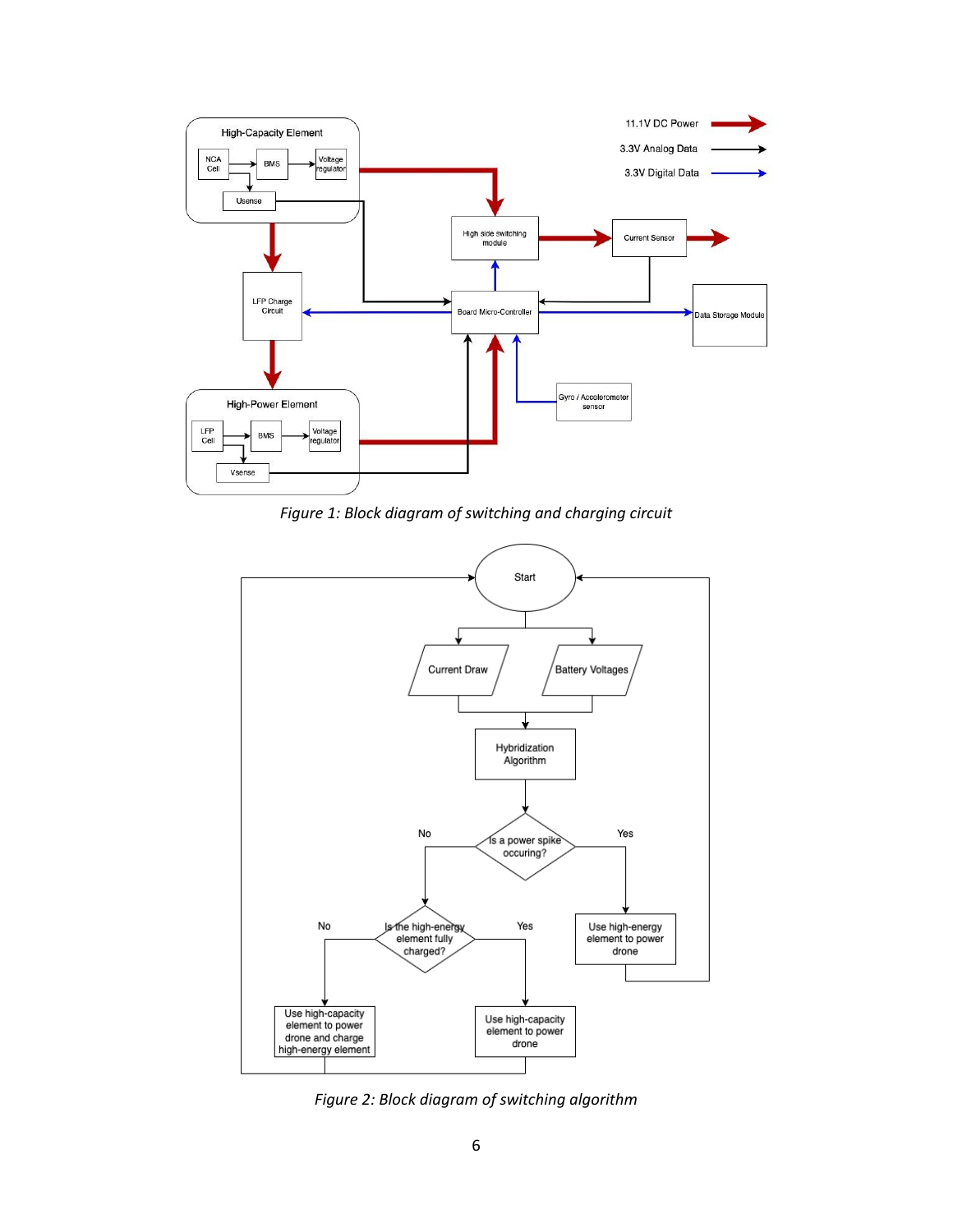*Figure 1: Block diagram of switching and charging circuit*

*Figure 2: Block diagram of switching algorithm*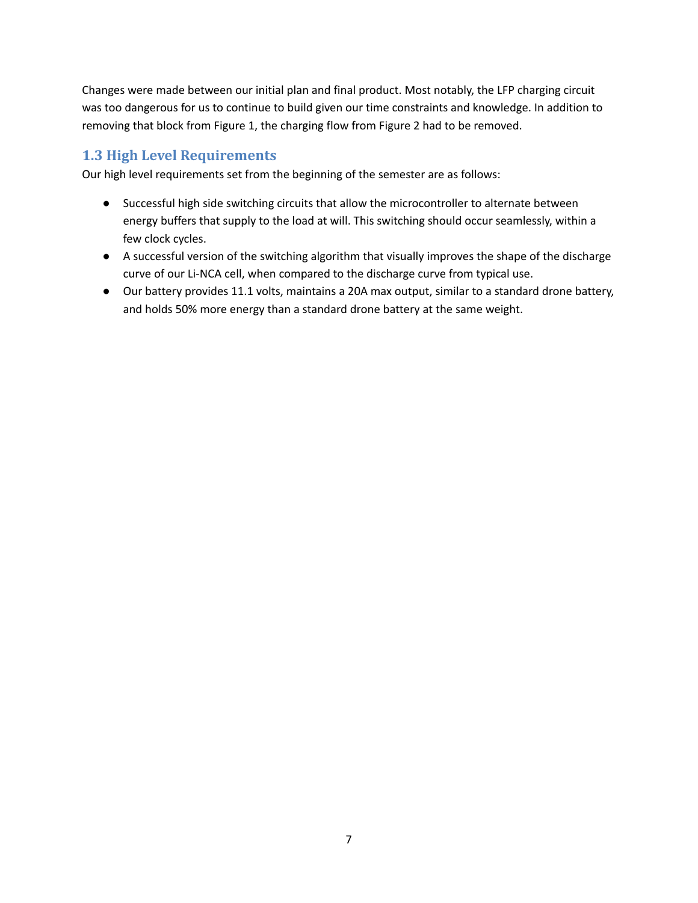Changes were made between our initial plan and final product. Most notably, the LFP charging circuit was too dangerous for us to continue to build given our time constraints and knowledge. In addition to removing that block from Figure 1, the charging flow from Figure 2 had to be removed.

## 1.3 High Level Requirements

Our high level requirements set from the beginning of the semester are as follows:

- Successful high side switching circuits that allow the microcontroller to alternate between energy buffers that supply to the load at will. This switching should occur seamlessly, within a few clock cycles.
- A successful version of the switching algorithm that visually improves the shape of the discharge curve of our Li-NCA cell, when compared to the discharge curve from typical use.
- Our battery provides 11.1 volts, maintains a 20A max output, similar to a standard drone battery, and holds 50% more energy than a standard drone battery at the same weight.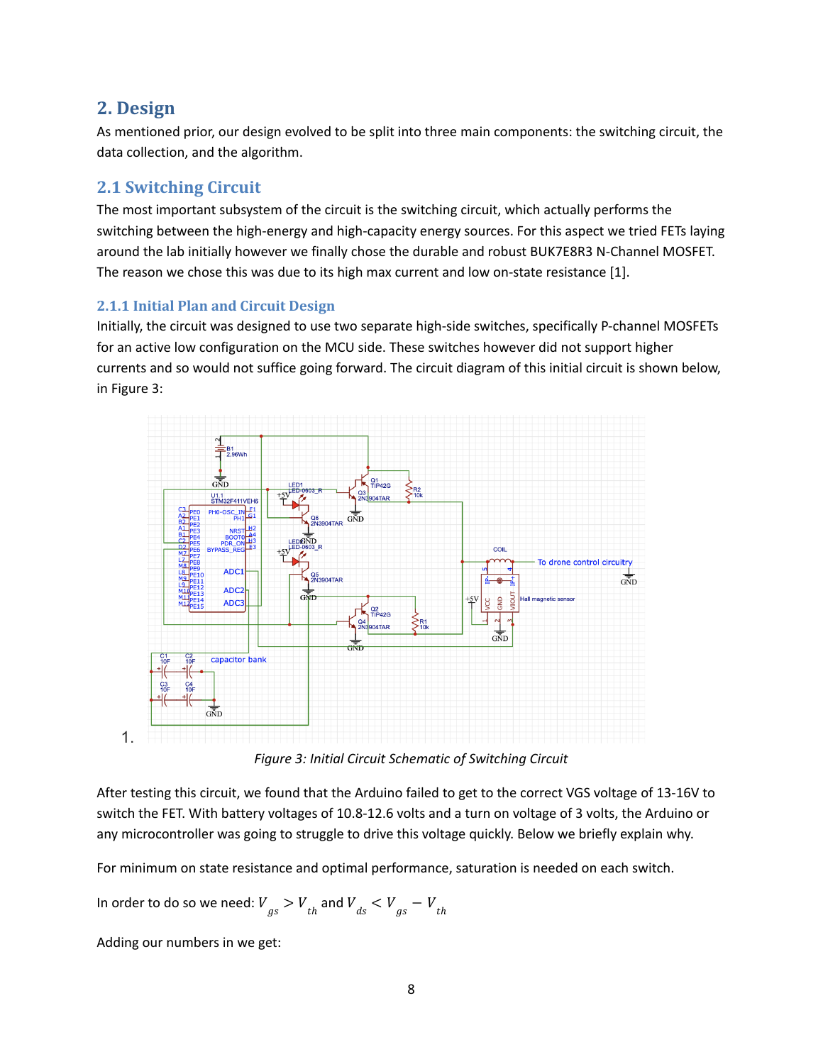## 2. Design

As mentioned prior, our design evolved to be split into three main components: the switching circuit, the data collection, and the algorithm.

### 2.1 Switching Circuit

The most important subsystem of the circuit is the switching circuit, which actually performs the switching between the high-energy and high-capacity energy sources. For this aspect we tried FETs laying around the lab initially however we finally chose the durable and robust BUK7E8R3 N-Channel MOSFET. The reason we chose this was due to its high max current and low on-state resistance [1].

#### 2.1.1 Initial Plan and Circuit Design

Initially, the circuit was designed to use two separate high-side switches, specifically P-channel MOSFETs for an active low configuration on the MCU side. These switches however did not support higher currents and so would not suffice going forward. The circuit diagram of this initial circuit is shown below, in Figure 3:

1.

*Figure 3: Initial Circuit Schematic of Switching Circuit*

After testing this circuit, we found that the Arduino failed to get to the correct VGS voltage of 13-16V to switch the FET. With battery voltages of 10.8-12.6 volts and a turn on voltage of 3 volts, the Arduino or any microcontroller was going to struggle to drive this voltage quickly. Below we briefly explain why.

For minimum on state resistance and optimal performance, saturation is needed on each switch.

In order to do so we need: $V_{gs} > V_{th}$ and $V_{ds} < V_{gs} - V_{th}$

Adding our numbers in we get: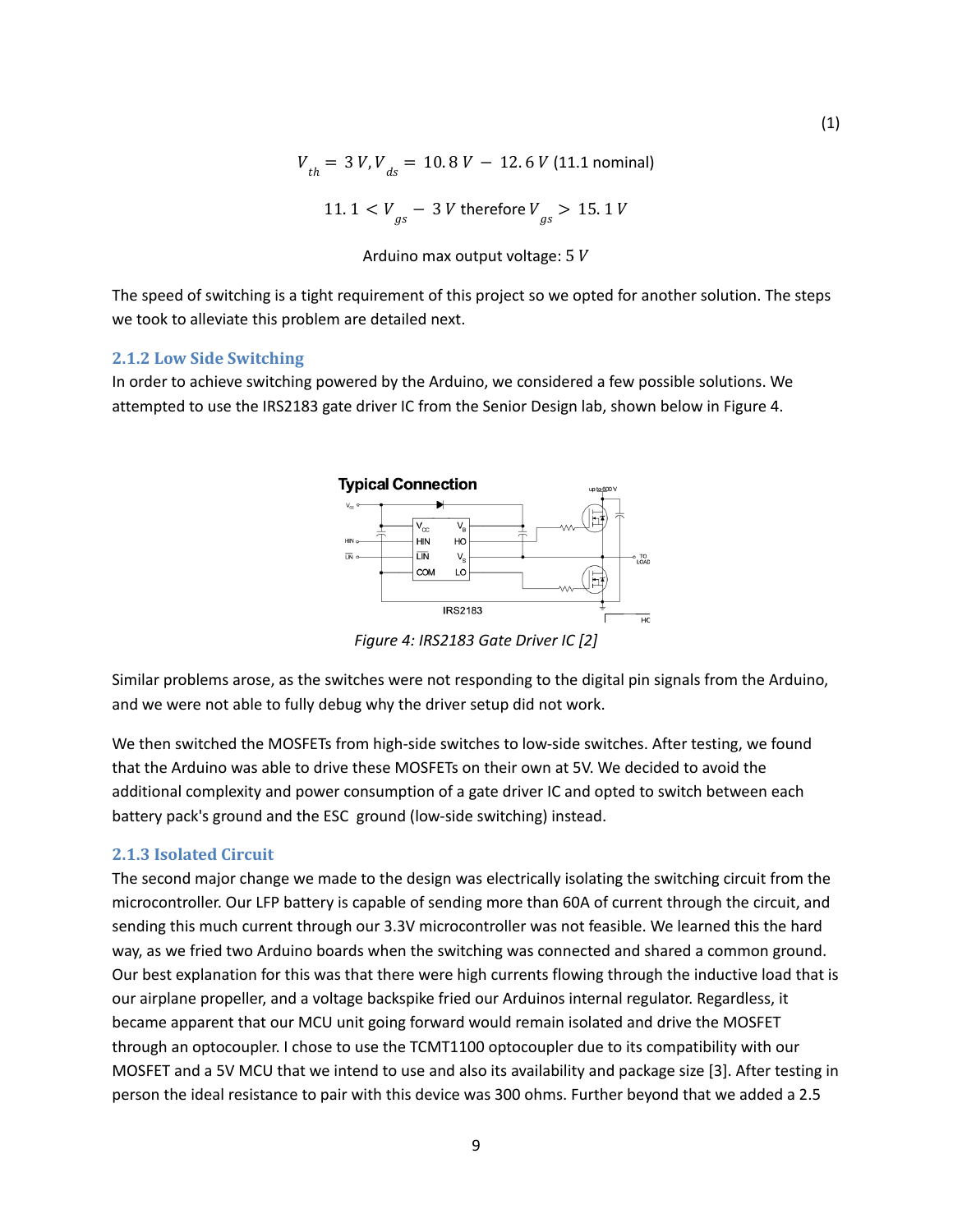$$V_{th} = 3\,V, V_{ds} = 10.8\,V - 12.6\,V \text{ (11.1 nominal)} \tag{1}$$

$$11.1 < V_{gs} - 3\,V \text{ therefore } V_{gs} > 15.1\,V$$

$$\text{Arduino max output voltage: } 5\,V$$

The speed of switching is a tight requirement of this project so we opted for another solution. The steps we took to alleviate this problem are detailed next.

### 2.1.2 Low Side Switching

In order to achieve switching powered by the Arduino, we considered a few possible solutions. We attempted to use the IRS2183 gate driver IC from the Senior Design lab, shown below in Figure 4.

*Figure 4: IRS2183 Gate Driver IC [2]*

Similar problems arose, as the switches were not responding to the digital pin signals from the Arduino, and we were not able to fully debug why the driver setup did not work.

We then switched the MOSFETs from high-side switches to low-side switches. After testing, we found that the Arduino was able to drive these MOSFETs on their own at 5V. We decided to avoid the additional complexity and power consumption of a gate driver IC and opted to switch between each battery pack's ground and the ESC ground (low-side switching) instead.

### 2.1.3 Isolated Circuit

The second major change we made to the design was electrically isolating the switching circuit from the microcontroller. Our LFP battery is capable of sending more than 60A of current through the circuit, and sending this much current through our 3.3V microcontroller was not feasible. We learned this the hard way, as we fried two Arduino boards when the switching was connected and shared a common ground. Our best explanation for this was that there were high currents flowing through the inductive load that is our airplane propeller, and a voltage backspike fried our Arduinos internal regulator. Regardless, it became apparent that our MCU unit going forward would remain isolated and drive the MOSFET through an optocoupler. I chose to use the TCMT1100 optocoupler due to its compatibility with our MOSFET and a 5V MCU that we intend to use and also its availability and package size [3]. After testing in person the ideal resistance to pair with this device was 300 ohms. Further beyond that we added a 2.5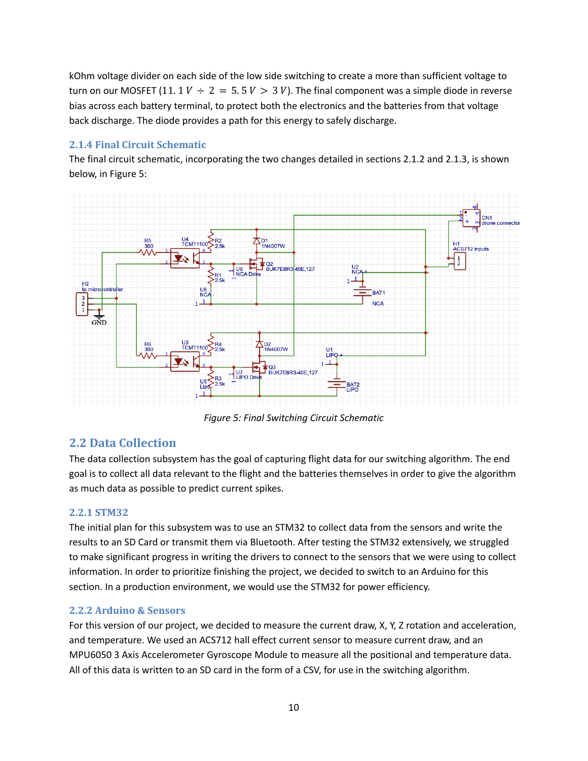kOhm voltage divider on each side of the low side switching to create a more than sufficient voltage to turn on our MOSFET ($11.1\,V \div 2 = 5.5\,V > 3\,V$). The final component was a simple diode in reverse bias across each battery terminal, to protect both the electronics and the batteries from that voltage back discharge. The diode provides a path for this energy to safely discharge.

### 2.1.4 Final Circuit Schematic

The final circuit schematic, incorporating the two changes detailed in sections 2.1.2 and 2.1.3, is shown below, in Figure 5:

*Figure 5: Final Switching Circuit Schematic*

## 2.2 Data Collection

The data collection subsystem has the goal of capturing flight data for our switching algorithm. The end goal is to collect all data relevant to the flight and the batteries themselves in order to give the algorithm as much data as possible to predict current spikes.

### 2.2.1 STM32

The initial plan for this subsystem was to use an STM32 to collect data from the sensors and write the results to an SD Card or transmit them via Bluetooth. After testing the STM32 extensively, we struggled to make significant progress in writing the drivers to connect to the sensors that we were using to collect information. In order to prioritize finishing the project, we decided to switch to an Arduino for this section. In a production environment, we would use the STM32 for power efficiency.

### 2.2.2 Arduino & Sensors

For this version of our project, we decided to measure the current draw, X, Y, Z rotation and acceleration, and temperature. We used an ACS712 hall effect current sensor to measure current draw, and an MPU6050 3 Axis Accelerometer Gyroscope Module to measure all the positional and temperature data. All of this data is written to an SD card in the form of a CSV, for use in the switching algorithm.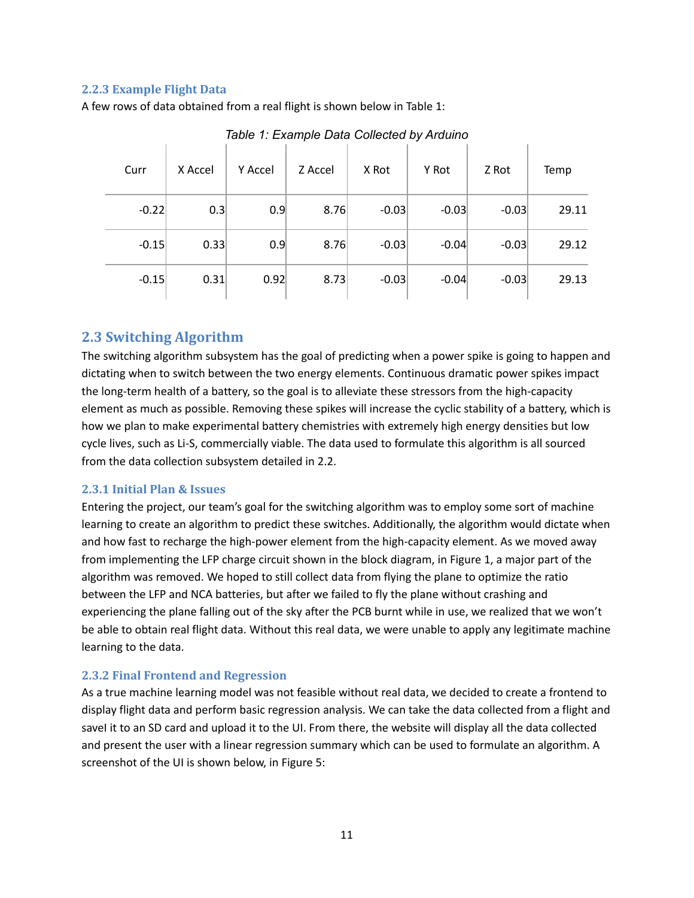### 2.2.3 Example Flight Data

A few rows of data obtained from a real flight is shown below in Table 1:

*Table 1: Example Data Collected by Arduino*

| Curr | X Accel | Y Accel | Z Accel | X Rot | Y Rot | Z Rot | Temp |
|---|---|---|---|---|---|---|---|
| -0.22 | 0.3 | 0.9 | 8.76 | -0.03 | -0.03 | -0.03 | 29.11 |
| -0.15 | 0.33 | 0.9 | 8.76 | -0.03 | -0.04 | -0.03 | 29.12 |
| -0.15 | 0.31 | 0.92 | 8.73 | -0.03 | -0.04 | -0.03 | 29.13 |

## 2.3 Switching Algorithm

The switching algorithm subsystem has the goal of predicting when a power spike is going to happen and dictating when to switch between the two energy elements. Continuous dramatic power spikes impact the long-term health of a battery, so the goal is to alleviate these stressors from the high-capacity element as much as possible. Removing these spikes will increase the cyclic stability of a battery, which is how we plan to make experimental battery chemistries with extremely high energy densities but low cycle lives, such as Li-S, commercially viable. The data used to formulate this algorithm is all sourced from the data collection subsystem detailed in 2.2.

### 2.3.1 Initial Plan & Issues

Entering the project, our team's goal for the switching algorithm was to employ some sort of machine learning to create an algorithm to predict these switches. Additionally, the algorithm would dictate when and how fast to recharge the high-power element from the high-capacity element. As we moved away from implementing the LFP charge circuit shown in the block diagram, in Figure 1, a major part of the algorithm was removed. We hoped to still collect data from flying the plane to optimize the ratio between the LFP and NCA batteries, but after we failed to fly the plane without crashing and experiencing the plane falling out of the sky after the PCB burnt while in use, we realized that we won't be able to obtain real flight data. Without this real data, we were unable to apply any legitimate machine learning to the data.

### 2.3.2 Final Frontend and Regression

As a true machine learning model was not feasible without real data, we decided to create a frontend to display flight data and perform basic regression analysis. We can take the data collected from a flight and savel it to an SD card and upload it to the UI. From there, the website will display all the data collected and present the user with a linear regression summary which can be used to formulate an algorithm. A screenshot of the UI is shown below, in Figure 5: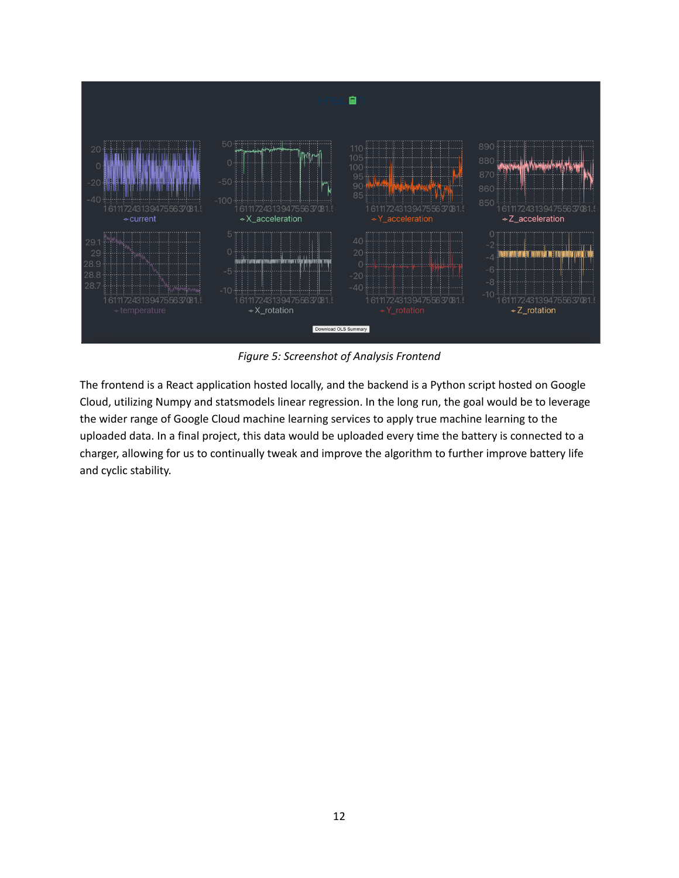*Figure 5: Screenshot of Analysis Frontend*

The frontend is a React application hosted locally, and the backend is a Python script hosted on Google Cloud, utilizing Numpy and statsmodels linear regression. In the long run, the goal would be to leverage the wider range of Google Cloud machine learning services to apply true machine learning to the uploaded data. In a final project, this data would be uploaded every time the battery is connected to a charger, allowing for us to continually tweak and improve the algorithm to further improve battery life and cyclic stability.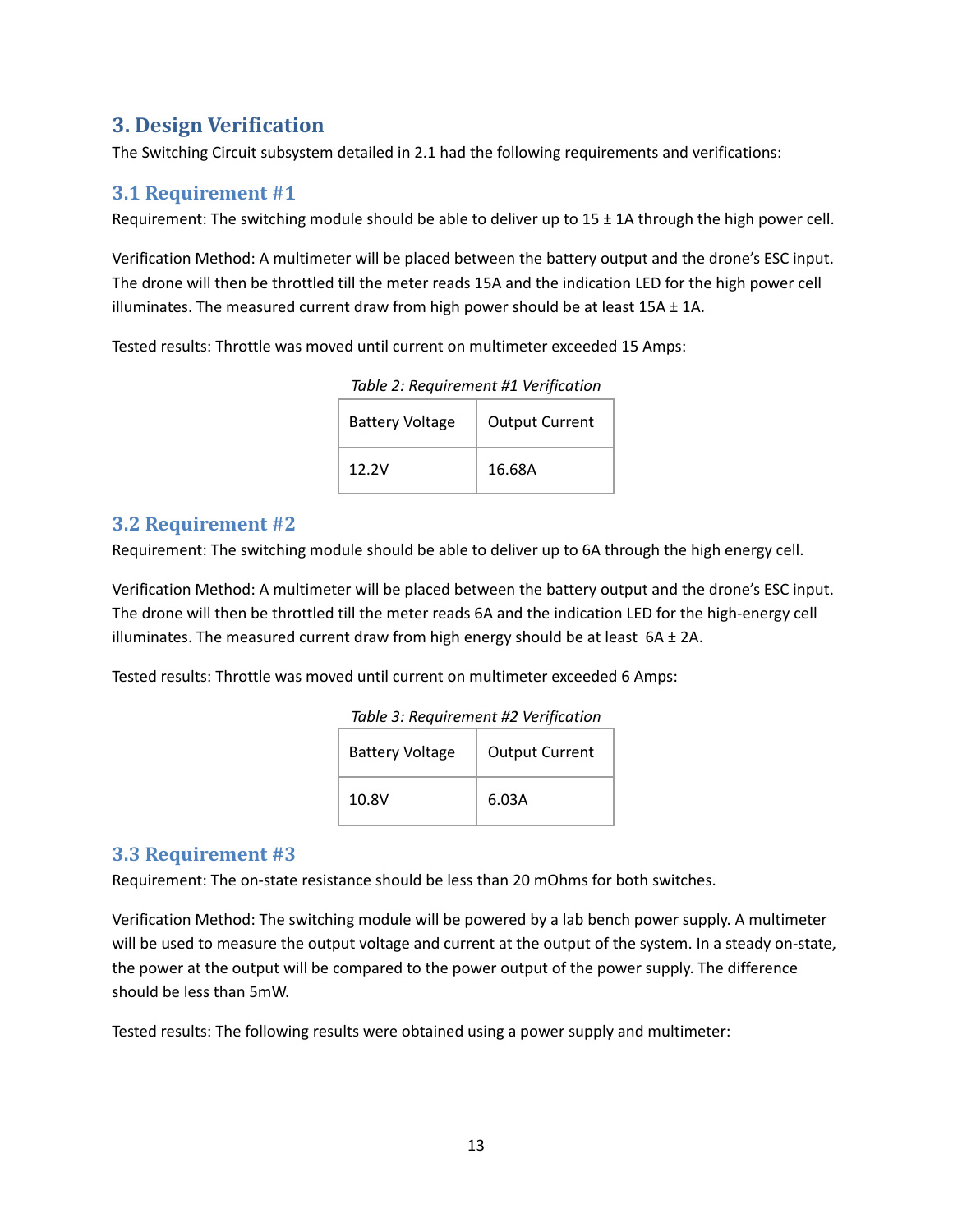## 3. Design Verification

The Switching Circuit subsystem detailed in 2.1 had the following requirements and verifications:

### 3.1 Requirement #1

Requirement: The switching module should be able to deliver up to 15 ± 1A through the high power cell.

Verification Method: A multimeter will be placed between the battery output and the drone's ESC input. The drone will then be throttled till the meter reads 15A and the indication LED for the high power cell illuminates. The measured current draw from high power should be at least 15A ± 1A.

Tested results: Throttle was moved until current on multimeter exceeded 15 Amps:

*Table 2: Requirement #1 Verification*

| Battery Voltage | Output Current |
|---|---|
| 12.2V | 16.68A |

### 3.2 Requirement #2

Requirement: The switching module should be able to deliver up to 6A through the high energy cell.

Verification Method: A multimeter will be placed between the battery output and the drone's ESC input. The drone will then be throttled till the meter reads 6A and the indication LED for the high-energy cell illuminates. The measured current draw from high energy should be at least 6A ± 2A.

Tested results: Throttle was moved until current on multimeter exceeded 6 Amps:

*Table 3: Requirement #2 Verification*

| Battery Voltage | Output Current |
|---|---|
| 10.8V | 6.03A |

### 3.3 Requirement #3

Requirement: The on-state resistance should be less than 20 mOhms for both switches.

Verification Method: The switching module will be powered by a lab bench power supply. A multimeter will be used to measure the output voltage and current at the output of the system. In a steady on-state, the power at the output will be compared to the power output of the power supply. The difference should be less than 5mW.

Tested results: The following results were obtained using a power supply and multimeter: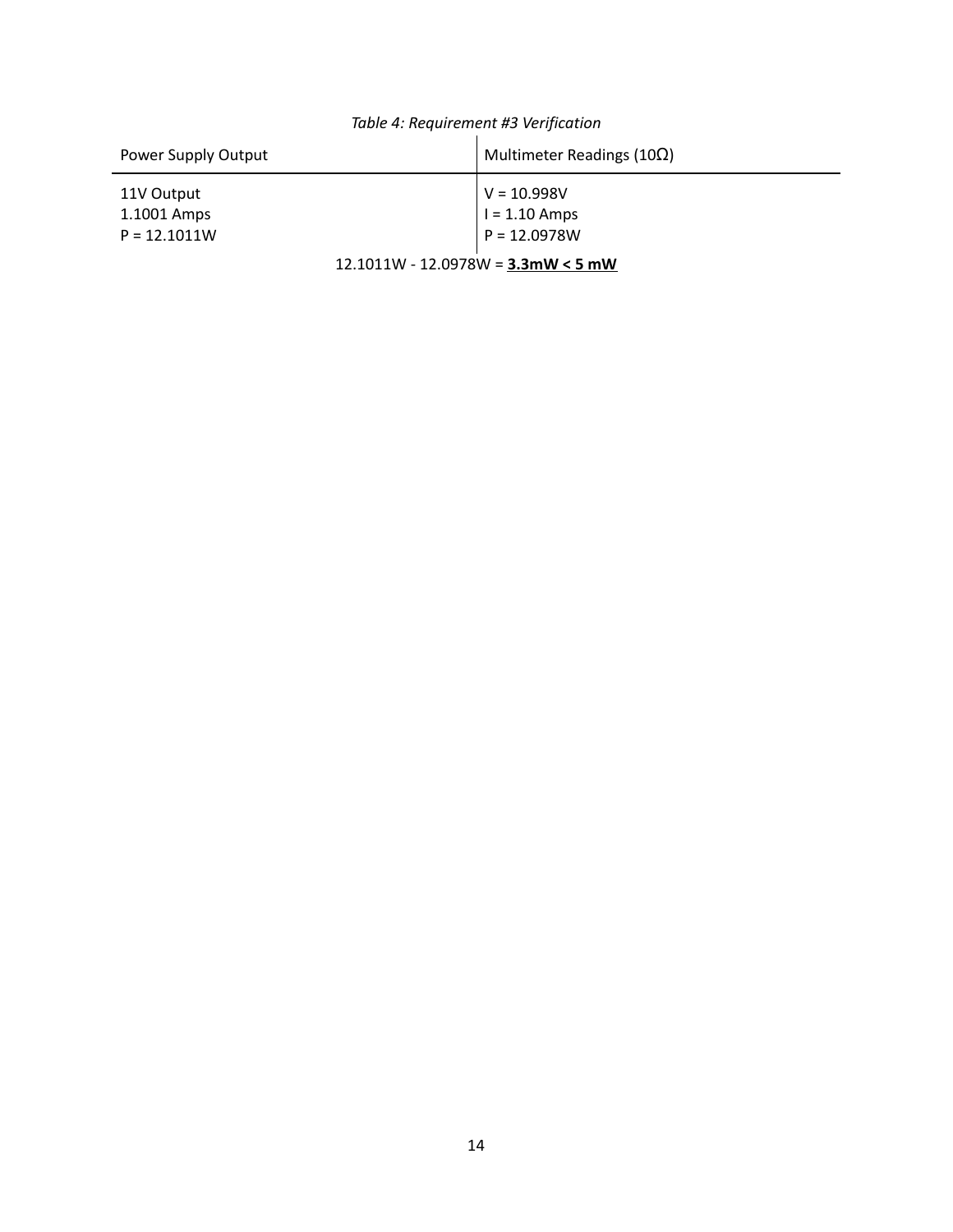*Table 4: Requirement #3 Verification*

| Power Supply Output | Multimeter Readings (10Ω) |
|---|---|
| 11V Output<br>1.1001 Amps<br>P = 12.1011W | V = 10.998V<br>I = 1.10 Amps<br>P = 12.0978W |

12.1011W - 12.0978W = **<u>3.3mW < 5 mW</u>**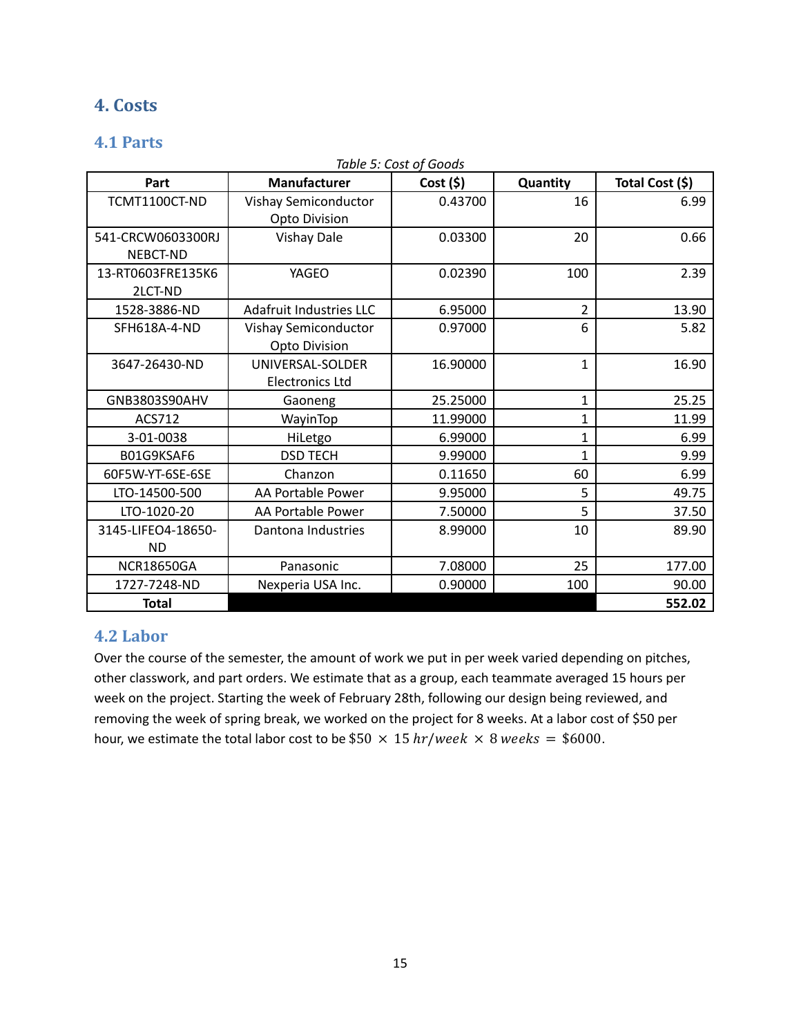# 4. Costs

## 4.1 Parts

*Table 5: Cost of Goods*

| Part | Manufacturer | Cost ($) | Quantity | Total Cost ($) |
|---|---|---|---|---|
| TCMT1100CT-ND | Vishay Semiconductor Opto Division | 0.43700 | 16 | 6.99 |
| 541-CRCW0603300RJNEBCT-ND | Vishay Dale | 0.03300 | 20 | 0.66 |
| 13-RT0603FRE135K62LCT-ND | YAGEO | 0.02390 | 100 | 2.39 |
| 1528-3886-ND | Adafruit Industries LLC | 6.95000 | 2 | 13.90 |
| SFH618A-4-ND | Vishay Semiconductor Opto Division | 0.97000 | 6 | 5.82 |
| 3647-26430-ND | UNIVERSAL-SOLDER Electronics Ltd | 16.90000 | 1 | 16.90 |
| GNB3803S90AHV | Gaoneng | 25.25000 | 1 | 25.25 |
| ACS712 | WayinTop | 11.99000 | 1 | 11.99 |
| 3-01-0038 | HiLetgo | 6.99000 | 1 | 6.99 |
| B01G9KSAF6 | DSD TECH | 9.99000 | 1 | 9.99 |
| 60F5W-YT-6SE-6SE | Chanzon | 0.11650 | 60 | 6.99 |
| LTO-14500-500 | AA Portable Power | 9.95000 | 5 | 49.75 |
| LTO-1020-20 | AA Portable Power | 7.50000 | 5 | 37.50 |
| 3145-LIFEO4-18650-ND | Dantona Industries | 8.99000 | 10 | 89.90 |
| NCR18650GA | Panasonic | 7.08000 | 25 | 177.00 |
| 1727-7248-ND | Nexperia USA Inc. | 0.90000 | 100 | 90.00 |
| **Total** | | | | **552.02** |

## 4.2 Labor

Over the course of the semester, the amount of work we put in per week varied depending on pitches, other classwork, and part orders. We estimate that as a group, each teammate averaged 15 hours per week on the project. Starting the week of February 28th, following our design being reviewed, and removing the week of spring break, we worked on the project for 8 weeks. At a labor cost of $50 per hour, we estimate the total labor cost to be $\$50 \times 15\ hr/week \times 8\ weeks = \$6000$.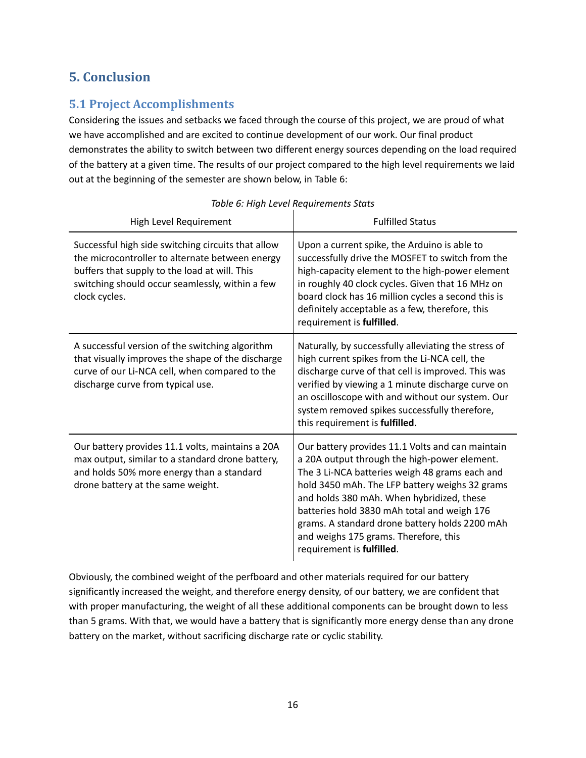# 5. Conclusion

## 5.1 Project Accomplishments

Considering the issues and setbacks we faced through the course of this project, we are proud of what we have accomplished and are excited to continue development of our work. Our final product demonstrates the ability to switch between two different energy sources depending on the load required of the battery at a given time. The results of our project compared to the high level requirements we laid out at the beginning of the semester are shown below, in Table 6:

*Table 6: High Level Requirements Stats*

| High Level Requirement | Fulfilled Status |
| --- | --- |
| Successful high side switching circuits that allow the microcontroller to alternate between energy buffers that supply to the load at will. This switching should occur seamlessly, within a few clock cycles. | Upon a current spike, the Arduino is able to successfully drive the MOSFET to switch from the high-capacity element to the high-power element in roughly 40 clock cycles. Given that 16 MHz on board clock has 16 million cycles a second this is definitely acceptable as a few, therefore, this requirement is **fulfilled**. |
| A successful version of the switching algorithm that visually improves the shape of the discharge curve of our Li-NCA cell, when compared to the discharge curve from typical use. | Naturally, by successfully alleviating the stress of high current spikes from the Li-NCA cell, the discharge curve of that cell is improved. This was verified by viewing a 1 minute discharge curve on an oscilloscope with and without our system. Our system removed spikes successfully therefore, this requirement is **fulfilled**. |
| Our battery provides 11.1 volts, maintains a 20A max output, similar to a standard drone battery, and holds 50% more energy than a standard drone battery at the same weight. | Our battery provides 11.1 Volts and can maintain a 20A output through the high-power element. The 3 Li-NCA batteries weigh 48 grams each and hold 3450 mAh. The LFP battery weighs 32 grams and holds 380 mAh. When hybridized, these batteries hold 3830 mAh total and weigh 176 grams. A standard drone battery holds 2200 mAh and weighs 175 grams. Therefore, this requirement is **fulfilled**. |

Obviously, the combined weight of the perfboard and other materials required for our battery significantly increased the weight, and therefore energy density, of our battery, we are confident that with proper manufacturing, the weight of all these additional components can be brought down to less than 5 grams. With that, we would have a battery that is significantly more energy dense than any drone battery on the market, without sacrificing discharge rate or cyclic stability.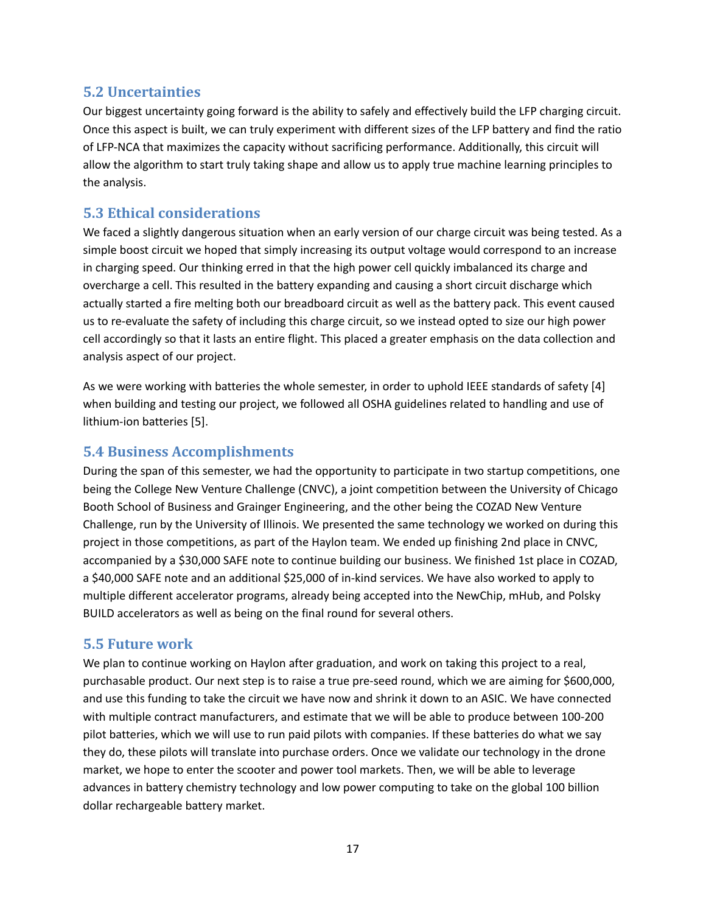## 5.2 Uncertainties

Our biggest uncertainty going forward is the ability to safely and effectively build the LFP charging circuit. Once this aspect is built, we can truly experiment with different sizes of the LFP battery and find the ratio of LFP-NCA that maximizes the capacity without sacrificing performance. Additionally, this circuit will allow the algorithm to start truly taking shape and allow us to apply true machine learning principles to the analysis.

## 5.3 Ethical considerations

We faced a slightly dangerous situation when an early version of our charge circuit was being tested. As a simple boost circuit we hoped that simply increasing its output voltage would correspond to an increase in charging speed. Our thinking erred in that the high power cell quickly imbalanced its charge and overcharge a cell. This resulted in the battery expanding and causing a short circuit discharge which actually started a fire melting both our breadboard circuit as well as the battery pack. This event caused us to re-evaluate the safety of including this charge circuit, so we instead opted to size our high power cell accordingly so that it lasts an entire flight. This placed a greater emphasis on the data collection and analysis aspect of our project.

As we were working with batteries the whole semester, in order to uphold IEEE standards of safety [4] when building and testing our project, we followed all OSHA guidelines related to handling and use of lithium-ion batteries [5].

## 5.4 Business Accomplishments

During the span of this semester, we had the opportunity to participate in two startup competitions, one being the College New Venture Challenge (CNVC), a joint competition between the University of Chicago Booth School of Business and Grainger Engineering, and the other being the COZAD New Venture Challenge, run by the University of Illinois. We presented the same technology we worked on during this project in those competitions, as part of the Haylon team. We ended up finishing 2nd place in CNVC, accompanied by a $30,000 SAFE note to continue building our business. We finished 1st place in COZAD, a $40,000 SAFE note and an additional $25,000 of in-kind services. We have also worked to apply to multiple different accelerator programs, already being accepted into the NewChip, mHub, and Polsky BUILD accelerators as well as being on the final round for several others.

## 5.5 Future work

We plan to continue working on Haylon after graduation, and work on taking this project to a real, purchasable product. Our next step is to raise a true pre-seed round, which we are aiming for $600,000, and use this funding to take the circuit we have now and shrink it down to an ASIC. We have connected with multiple contract manufacturers, and estimate that we will be able to produce between 100-200 pilot batteries, which we will use to run paid pilots with companies. If these batteries do what we say they do, these pilots will translate into purchase orders. Once we validate our technology in the drone market, we hope to enter the scooter and power tool markets. Then, we will be able to leverage advances in battery chemistry technology and low power computing to take on the global 100 billion dollar rechargeable battery market.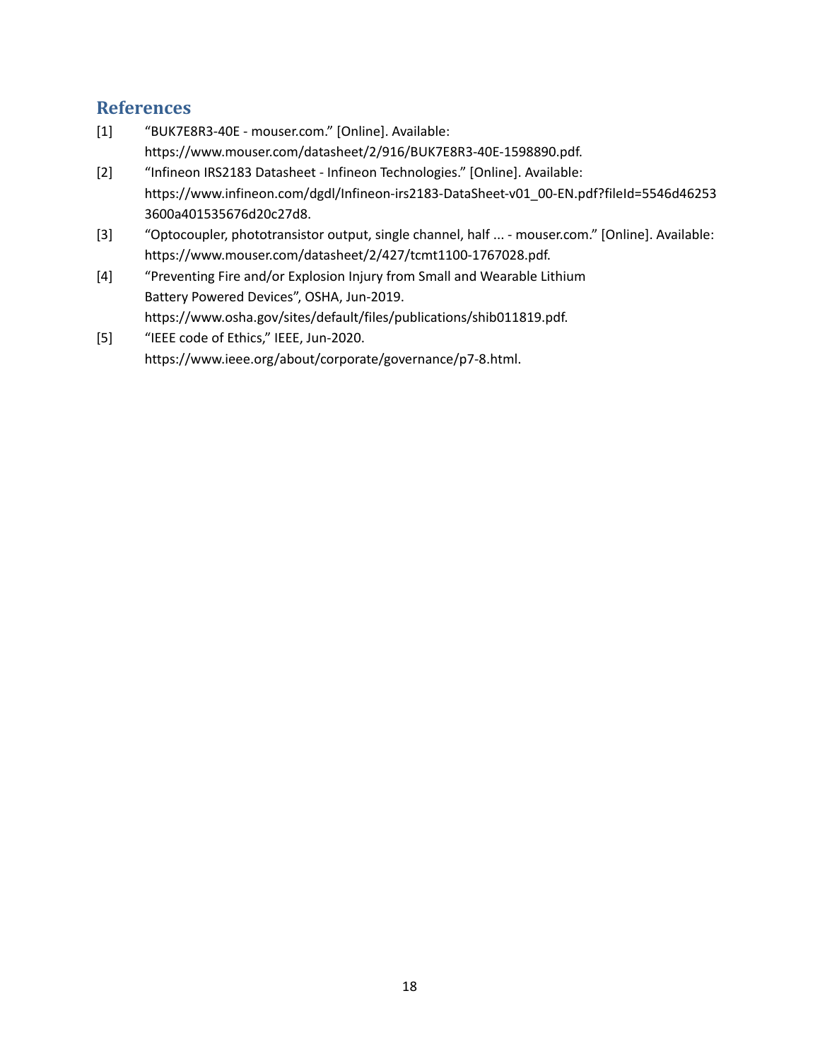## References

[1] "BUK7E8R3-40E - mouser.com." [Online]. Available: https://www.mouser.com/datasheet/2/916/BUK7E8R3-40E-1598890.pdf.

[2] "Infineon IRS2183 Datasheet - Infineon Technologies." [Online]. Available: https://www.infineon.com/dgdl/Infineon-irs2183-DataSheet-v01_00-EN.pdf?fileId=5546d462533600a401535676d20c27d8.

[3] "Optocoupler, phototransistor output, single channel, half ... - mouser.com." [Online]. Available: https://www.mouser.com/datasheet/2/427/tcmt1100-1767028.pdf.

[4] "Preventing Fire and/or Explosion Injury from Small and Wearable Lithium Battery Powered Devices", OSHA, Jun-2019. https://www.osha.gov/sites/default/files/publications/shib011819.pdf.

[5] "IEEE code of Ethics," IEEE, Jun-2020. https://www.ieee.org/about/corporate/governance/p7-8.html.